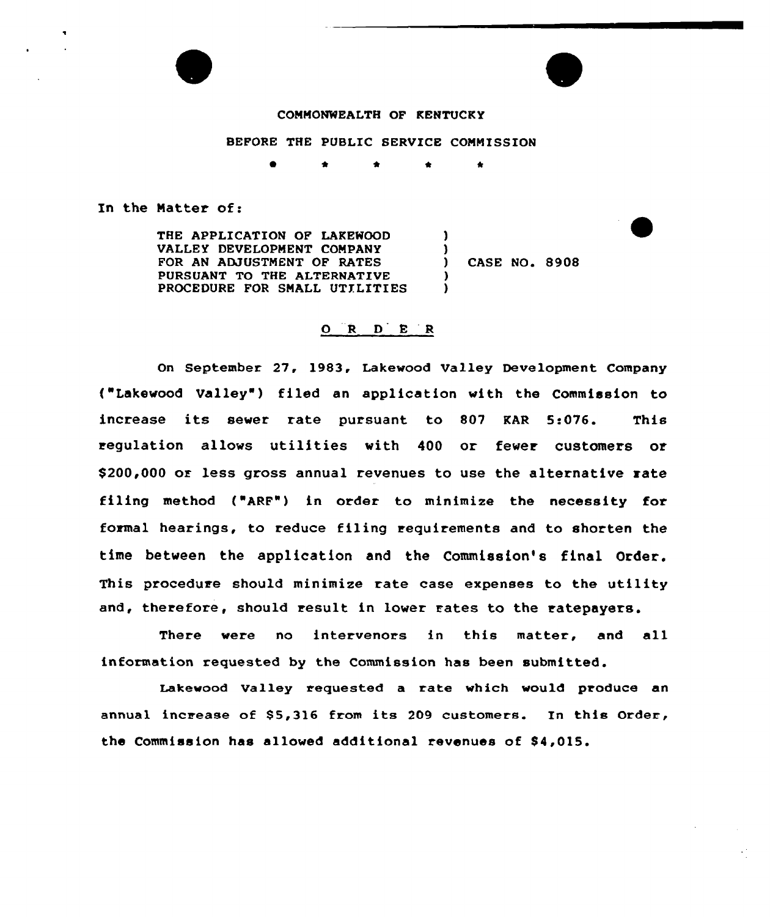COMMONWEALTH OF KENTUCKY

BEFORE THE PUBLIC SERVICE COMMISSION

\* \* \* \* \*

In the Matter of:

THE APPLICATION OF LAKEWOOD VALLEY DEVELOPMENT COMPANY FOR AN ADJUSTMENT OF RATES PURSUANT TO THE ALTERNATIVE PROCEDURE FOR SMALL UTILITIES ) CASE NO. 8908

## O R D E R

On September 27, 1983, Lakewood Valley Development Company ("Lakewood Valley") filed an application with the Commission to increase its sewer rate pursuant to 807 KAR 5:076. This regulation allows utilities with 400 or fewer customers or $200,000 or less gross annual revenues to use the alternative rate filing method ("ARF") in order to minimize the necessity for formal hearings, to reduce filing requirements and to shorten the time between the application and the Commission's final Order. This procedure should minimize rate case expenses to the utility and, therefore, should result in lower rates to the ratepayers.

There were no intervenors in this matter, and all information requested by the Commission has been submitted.

Lakewood Valley requested a rate which would produce an annual increase of $5,316 from its 209 customers. In this Order, the Commission has allowed additional revenues of $4,015.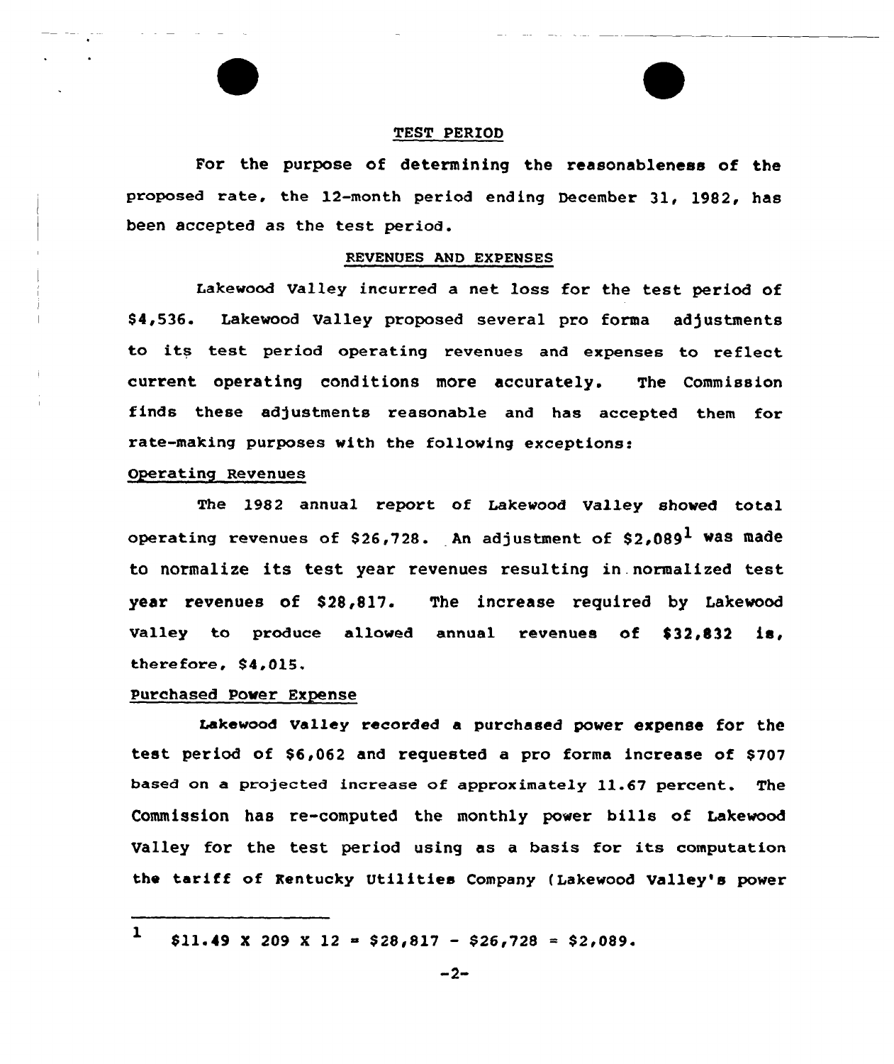## TEST PERIOD

For the purpose of determining the reasonableness of the proposed rate, the 12-month period ending December 31, 1982, has been accepted as the test period.

## REVENUES AND EXPENSES

Lakewood Valley incurred a net loss for the test period of $4,536. Lakewood Valley proposed several pro forma adjustments to its test period operating revenues and expenses to reflect current operating conditions more accurately. The Commission finds these adjustments reasonable and has accepted them for rate-making purposes with the following exceptions:

### Operating Revenues

The 1982 annual report of Lakewood Valley showed total operating revenues of $26,728. An adjustment of $2,089[1] was made to normalize its test year revenues resulting in normalized test year revenues of $28,817. The increase required by Lakewood Valley to produce allowed annual revenues of $32,832 is, therefore, $4,015.

### Purchased Power Expense

Lakewood Valley recorded a purchased power expense for the test period of $6,062 and requested a pro forma increase of $707 based on a projected increase of approximately 11.67 percent. The Commission has re-computed the monthly power bills of Lakewood Valley for the test period using as a basis for its computation the tariff of Kentucky Utilities Company (Lakewood Valley's power

---

[1] $11.49 X 209 X 12 = $28,817 - $26,728 = $2,089.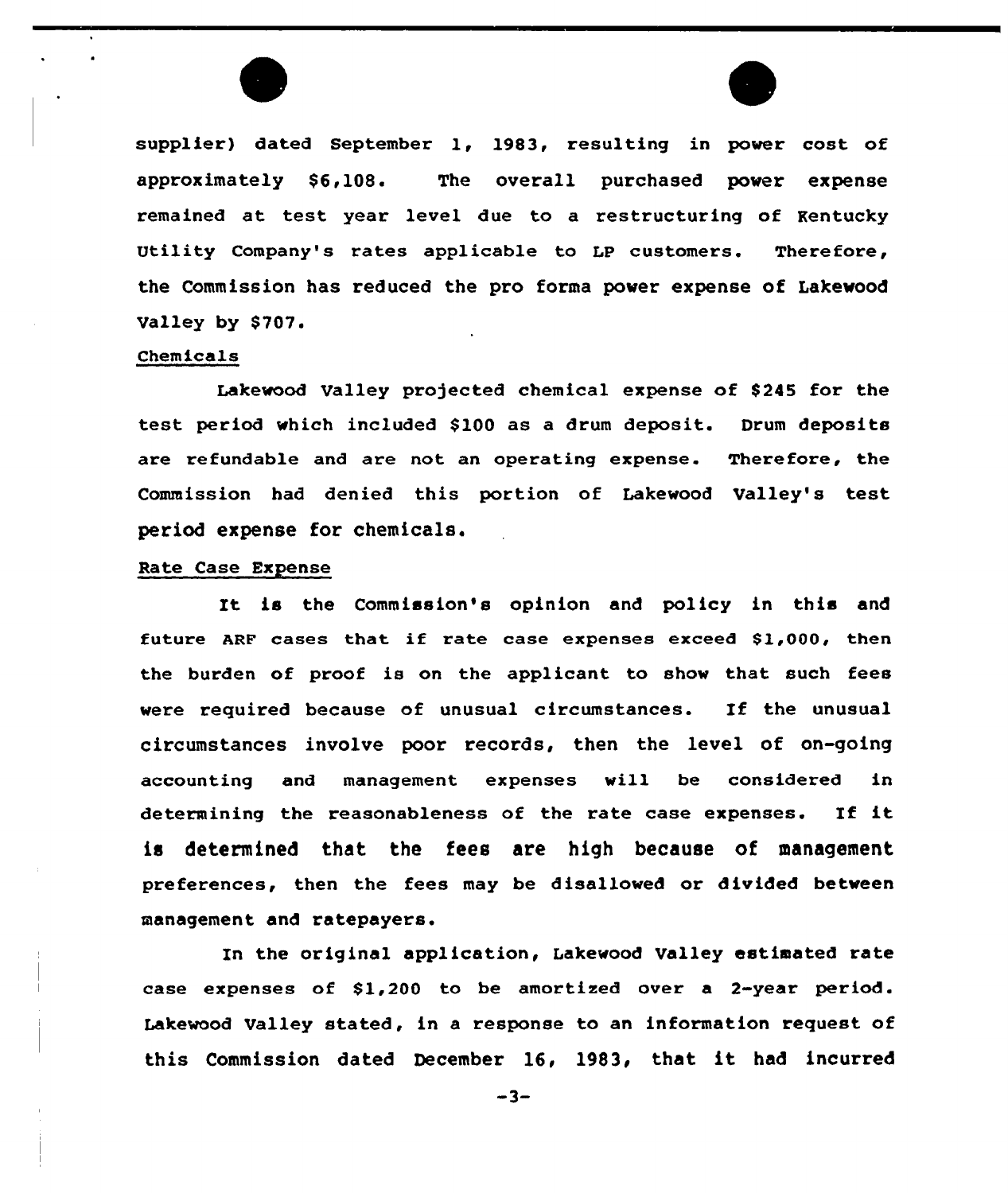supplier) dated September 1, 1983, resulting in power cost of approximately $6,108. The overall purchased power expense remained at test year level due to a restructuring of Kentucky Utility Company's rates applicable to LP customers. Therefore, the Commission has reduced the pro forma power expense of Lakewood Valley by $707.

Chemicals

Lakewood Valley projected chemical expense of $245 for the test period which included $100 as a drum deposit. Drum deposits are refundable and are not an operating expense. Therefore, the Commission had denied this portion of Lakewood Valley's test period expense for chemicals.

Rate Case Expense

It is the Commission's opinion and policy in this and future ARF cases that if rate case expenses exceed $1,000, then the burden of proof is on the applicant to show that such fees were required because of unusual circumstances. If the unusual circumstances involve poor records, then the level of on-going accounting and management expenses will be considered in determining the reasonableness of the rate case expenses. If it is determined that the fees are high because of management preferences, then the fees may be disallowed or divided between management and ratepayers.

In the original application, Lakewood Valley estimated rate case expenses of $1,200 to be amortized over a 2-year period. Lakewood Valley stated, in a response to an information request of this Commission dated December 16, 1983, that it had incurred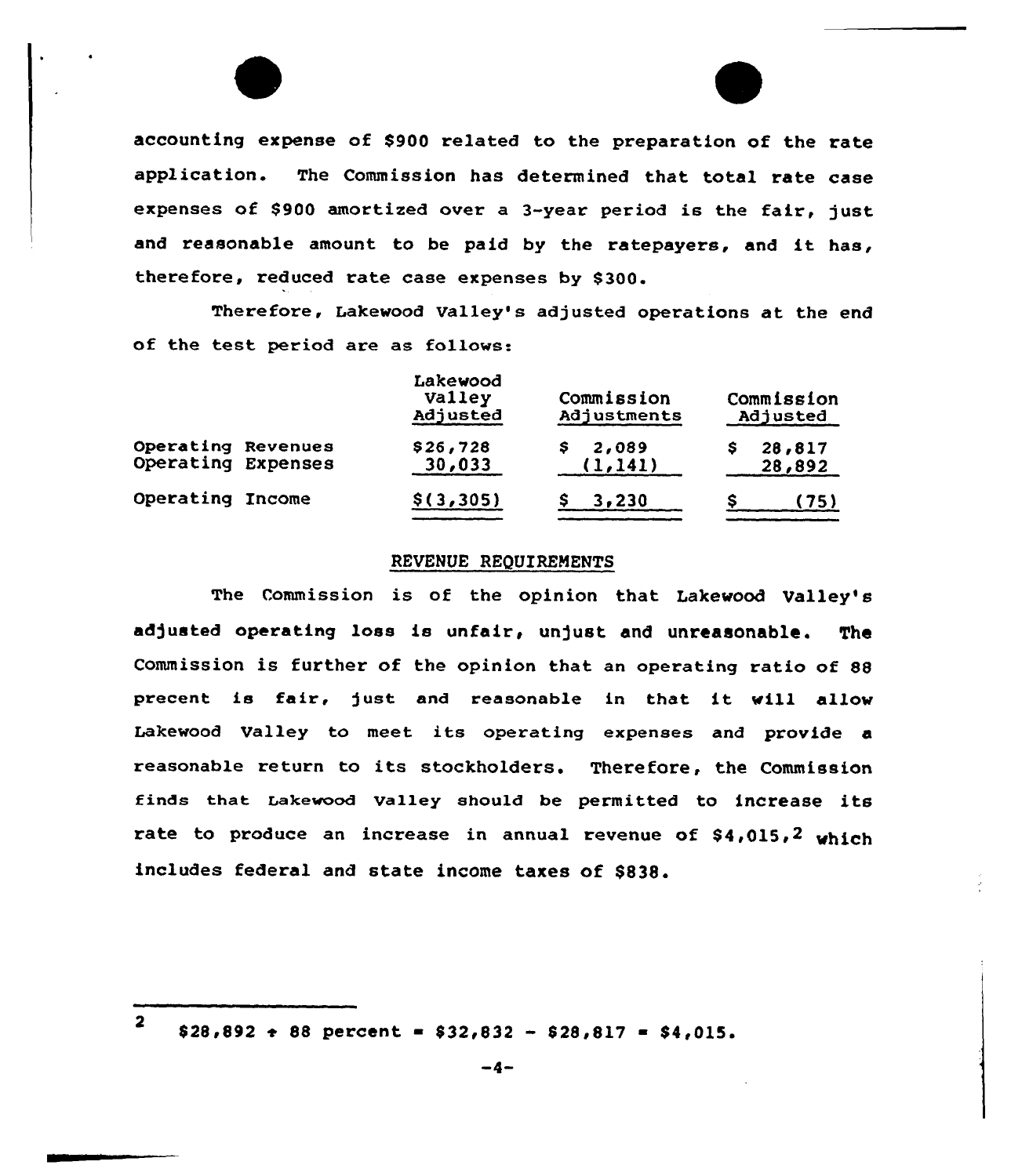accounting expense of $900 related to the preparation of the rate application. The Commission has determined that total rate case expenses of $900 amortized over a 3-year period is the fair, just and reasonable amount to be paid by the ratepayers, and it has, therefore, reduced rate case expenses by $300.

Therefore, Lakewood Valley's adjusted operations at the end of the test period are as follows:

| | Lakewood Valley Adjusted | Commission Adjustments | Commission Adjusted |
|---|---|---|---|
| Operating Revenues | $26,728 | $ 2,089 | $ 28,817 |
| Operating Expenses | 30,033 | (1,141) | 28,892 |
| Operating Income | $(3,305) | $ 3,230 | $ (75) |

## REVENUE REQUIREMENTS

The Commission is of the opinion that Lakewood Valley's adjusted operating loss is unfair, unjust and unreasonable. The Commission is further of the opinion that an operating ratio of 88 precent is fair, just and reasonable in that it will allow Lakewood Valley to meet its operating expenses and provide a reasonable return to its stockholders. Therefore, the Commission finds that Lakewood Valley should be permitted to increase its rate to produce an increase in annual revenue of $4,015,[2] which includes federal and state income taxes of $838.

---

[2] $28,892 ÷ 88 percent = $32,832 − $28,817 = $4,015.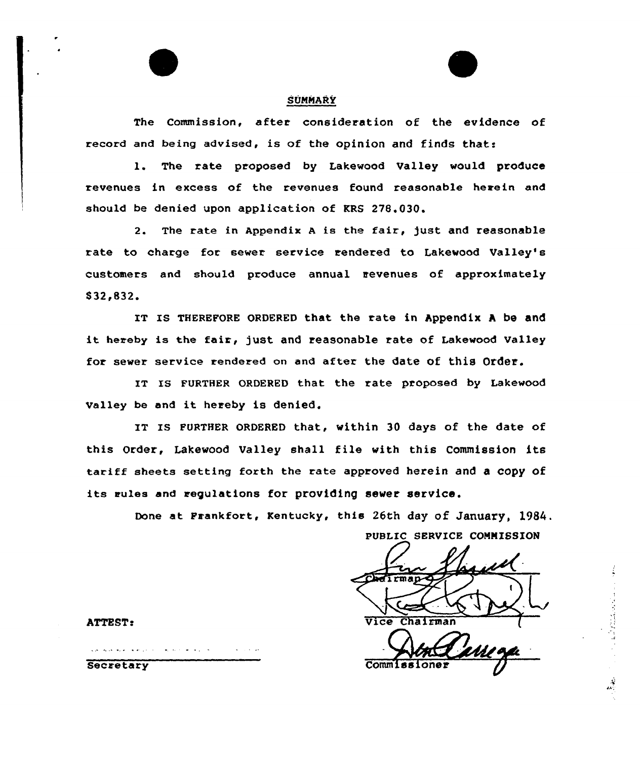## SUMMARY

The Commission, after consideration of the evidence of record and being advised, is of the opinion and finds that:

1. The rate proposed by Lakewood Valley would produce revenues in excess of the revenues found reasonable herein and should be denied upon application of KRS 278.030.

2. The rate in Appendix A is the fair, just and reasonable rate to charge for sewer service rendered to Lakewood Valley's customers and should produce annual revenues of approximately $32,832.

IT IS THEREFORE ORDERED that the rate in Appendix A be and it hereby is the fair, just and reasonable rate of Lakewood Valley for sewer service rendered on and after the date of this Order.

IT IS FURTHER ORDERED that the rate proposed by Lakewood Valley be and it hereby is denied.

IT IS FURTHER ORDERED that, within 30 days of the date of this Order, Lakewood Valley shall file with this Commission its tariff sheets setting forth the rate approved herein and a copy of its rules and regulations for providing sewer service.

Done at Frankfort, Kentucky, this 26th day of January, 1984.

PUBLIC SERVICE COMMISSION

Chairman

Vice Chairman

Commissioner

ATTEST:

Secretary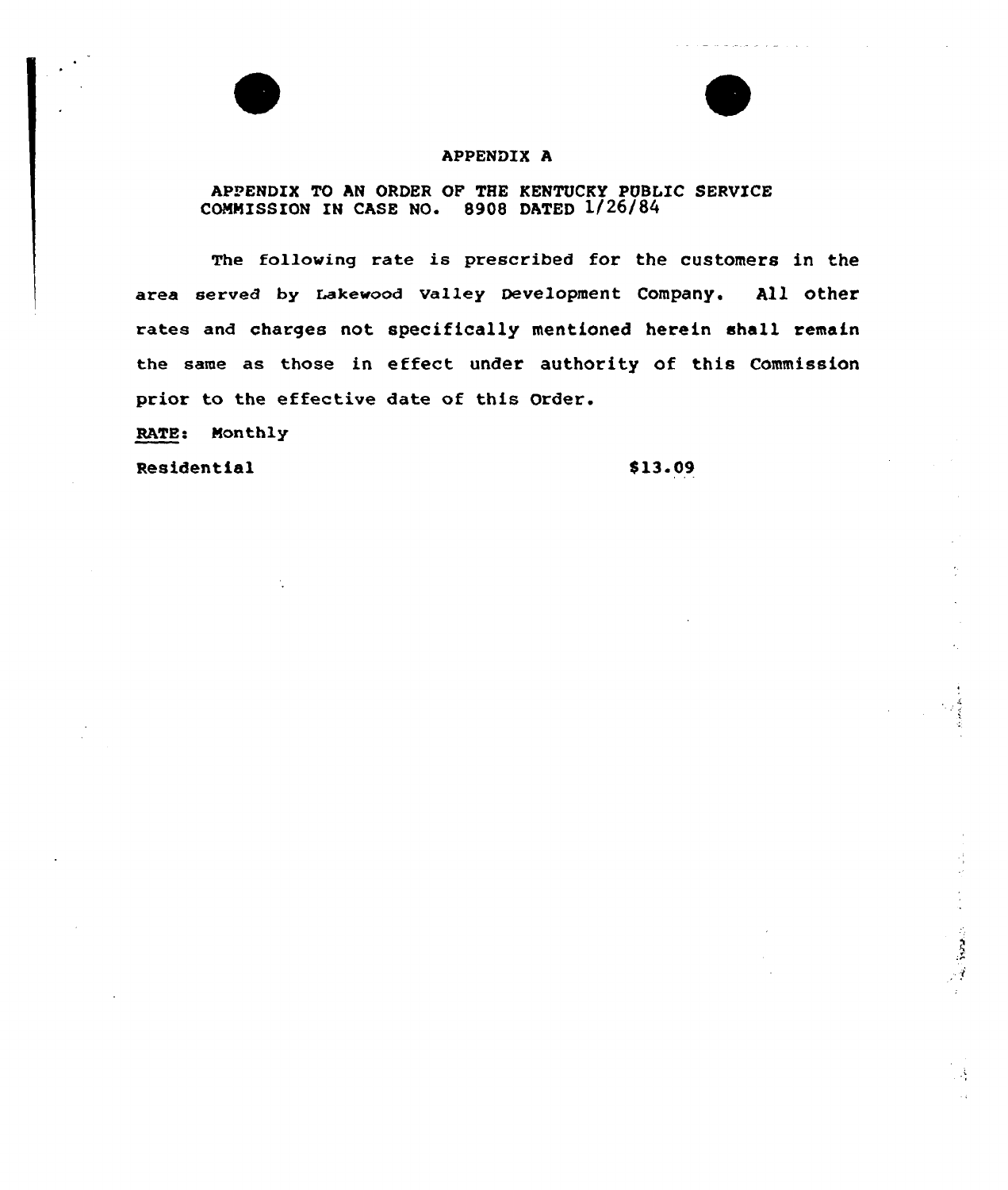# APPENDIX A

APPENDIX TO AN ORDER OF THE KENTUCKY PUBLIC SERVICE COMMISSION IN CASE NO. 8908 DATED 1/26/84

The following rate is prescribed for the customers in the area served by Lakewood Valley Development Company. All other rates and charges not specifically mentioned herein shall remain the same as those in effect under authority of this Commission prior to the effective date of this Order.

<u>RATE</u>: Monthly

| | |
|---|---|
| Residential | $13.09 |